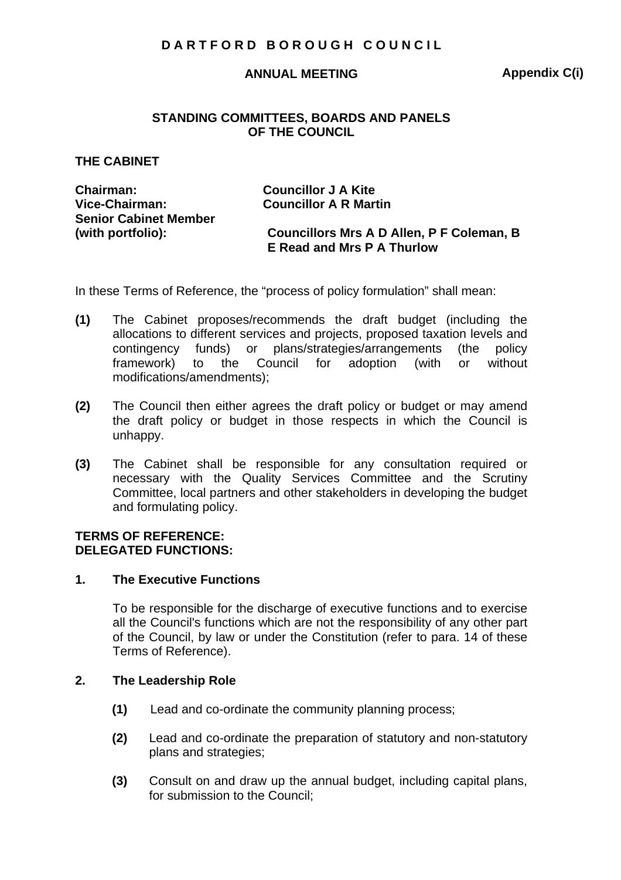**D A R T F O R D  B O R O U G H  C O U N C I L**

**ANNUAL MEETING** **Appendix C(i)**

## STANDING COMMITTEES, BOARDS AND PANELS OF THE COUNCIL

## THE CABINET

**Chairman:** **Councillor J A Kite**
**Vice-Chairman:** **Councillor A R Martin**
**Senior Cabinet Member (with portfolio):** **Councillors Mrs A D Allen, P F Coleman, B E Read and Mrs P A Thurlow**

In these Terms of Reference, the "process of policy formulation" shall mean:

**(1)** The Cabinet proposes/recommends the draft budget (including the allocations to different services and projects, proposed taxation levels and contingency funds) or plans/strategies/arrangements (the policy framework) to the Council for adoption (with or without modifications/amendments);

**(2)** The Council then either agrees the draft policy or budget or may amend the draft policy or budget in those respects in which the Council is unhappy.

**(3)** The Cabinet shall be responsible for any consultation required or necessary with the Quality Services Committee and the Scrutiny Committee, local partners and other stakeholders in developing the budget and formulating policy.

**TERMS OF REFERENCE:**
**DELEGATED FUNCTIONS:**

**1. The Executive Functions**

To be responsible for the discharge of executive functions and to exercise all the Council's functions which are not the responsibility of any other part of the Council, by law or under the Constitution (refer to para. 14 of these Terms of Reference).

**2. The Leadership Role**

**(1)** Lead and co-ordinate the community planning process;

**(2)** Lead and co-ordinate the preparation of statutory and non-statutory plans and strategies;

**(3)** Consult on and draw up the annual budget, including capital plans, for submission to the Council;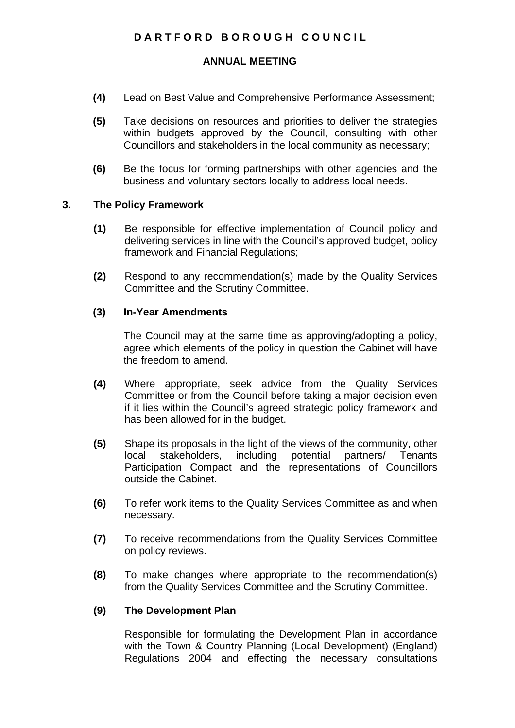**(4)** Lead on Best Value and Comprehensive Performance Assessment;

**(5)** Take decisions on resources and priorities to deliver the strategies within budgets approved by the Council, consulting with other Councillors and stakeholders in the local community as necessary;

**(6)** Be the focus for forming partnerships with other agencies and the business and voluntary sectors locally to address local needs.

## 3. The Policy Framework

**(1)** Be responsible for effective implementation of Council policy and delivering services in line with the Council's approved budget, policy framework and Financial Regulations;

**(2)** Respond to any recommendation(s) made by the Quality Services Committee and the Scrutiny Committee.

**(3) In-Year Amendments**

The Council may at the same time as approving/adopting a policy, agree which elements of the policy in question the Cabinet will have the freedom to amend.

**(4)** Where appropriate, seek advice from the Quality Services Committee or from the Council before taking a major decision even if it lies within the Council's agreed strategic policy framework and has been allowed for in the budget.

**(5)** Shape its proposals in the light of the views of the community, other local stakeholders, including potential partners/ Tenants Participation Compact and the representations of Councillors outside the Cabinet.

**(6)** To refer work items to the Quality Services Committee as and when necessary.

**(7)** To receive recommendations from the Quality Services Committee on policy reviews.

**(8)** To make changes where appropriate to the recommendation(s) from the Quality Services Committee and the Scrutiny Committee.

**(9) The Development Plan**

Responsible for formulating the Development Plan in accordance with the Town & Country Planning (Local Development) (England) Regulations 2004 and effecting the necessary consultations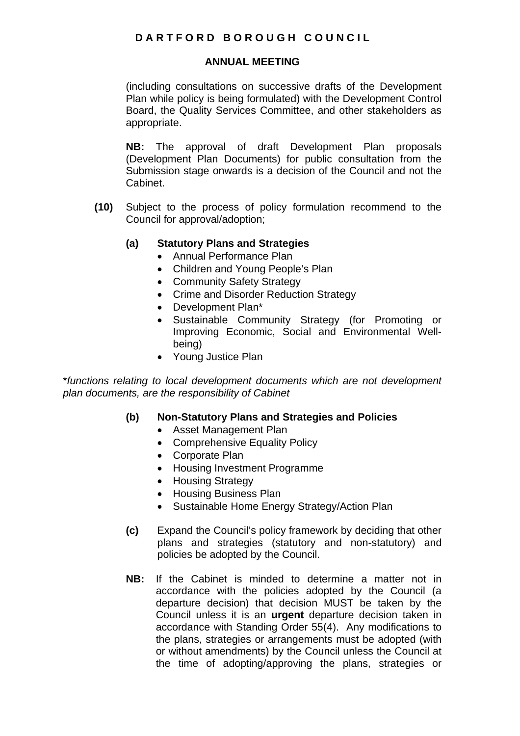(including consultations on successive drafts of the Development Plan while policy is being formulated) with the Development Control Board, the Quality Services Committee, and other stakeholders as appropriate.

**NB:** The approval of draft Development Plan proposals (Development Plan Documents) for public consultation from the Submission stage onwards is a decision of the Council and not the Cabinet.

**(10)** Subject to the process of policy formulation recommend to the Council for approval/adoption;

**(a) Statutory Plans and Strategies**

- Annual Performance Plan
- Children and Young People's Plan
- Community Safety Strategy
- Crime and Disorder Reduction Strategy
- Development Plan*
- Sustainable Community Strategy (for Promoting or Improving Economic, Social and Environmental Well-being)
- Young Justice Plan

*\*functions relating to local development documents which are not development plan documents, are the responsibility of Cabinet*

**(b) Non-Statutory Plans and Strategies and Policies**

- Asset Management Plan
- Comprehensive Equality Policy
- Corporate Plan
- Housing Investment Programme
- Housing Strategy
- Housing Business Plan
- Sustainable Home Energy Strategy/Action Plan

**(c)** Expand the Council's policy framework by deciding that other plans and strategies (statutory and non-statutory) and policies be adopted by the Council.

**NB:** If the Cabinet is minded to determine a matter not in accordance with the policies adopted by the Council (a departure decision) that decision MUST be taken by the Council unless it is an **urgent** departure decision taken in accordance with Standing Order 55(4). Any modifications to the plans, strategies or arrangements must be adopted (with or without amendments) by the Council unless the Council at the time of adopting/approving the plans, strategies or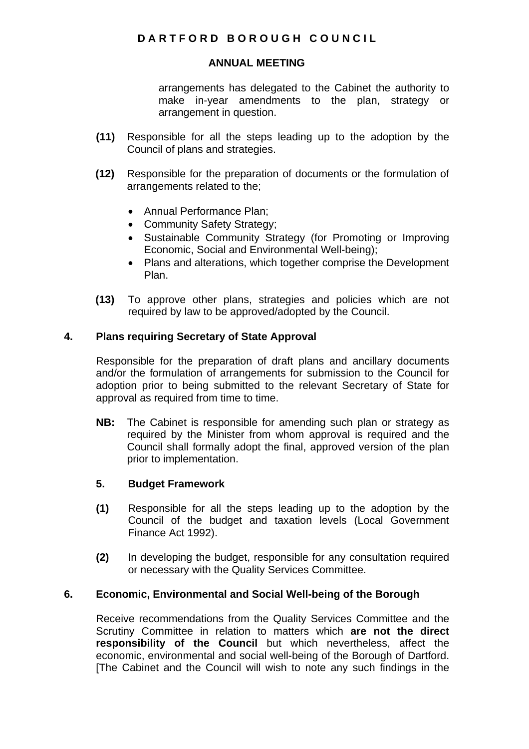arrangements has delegated to the Cabinet the authority to make in-year amendments to the plan, strategy or arrangement in question.

**(11)** Responsible for all the steps leading up to the adoption by the Council of plans and strategies.

**(12)** Responsible for the preparation of documents or the formulation of arrangements related to the;

- Annual Performance Plan;
- Community Safety Strategy;
- Sustainable Community Strategy (for Promoting or Improving Economic, Social and Environmental Well-being);
- Plans and alterations, which together comprise the Development Plan.

**(13)** To approve other plans, strategies and policies which are not required by law to be approved/adopted by the Council.

## 4. Plans requiring Secretary of State Approval

Responsible for the preparation of draft plans and ancillary documents and/or the formulation of arrangements for submission to the Council for adoption prior to being submitted to the relevant Secretary of State for approval as required from time to time.

**NB:** The Cabinet is responsible for amending such plan or strategy as required by the Minister from whom approval is required and the Council shall formally adopt the final, approved version of the plan prior to implementation.

## 5. Budget Framework

**(1)** Responsible for all the steps leading up to the adoption by the Council of the budget and taxation levels (Local Government Finance Act 1992).

**(2)** In developing the budget, responsible for any consultation required or necessary with the Quality Services Committee.

## 6. Economic, Environmental and Social Well-being of the Borough

Receive recommendations from the Quality Services Committee and the Scrutiny Committee in relation to matters which **are not the direct responsibility of the Council** but which nevertheless, affect the economic, environmental and social well-being of the Borough of Dartford. [The Cabinet and the Council will wish to note any such findings in the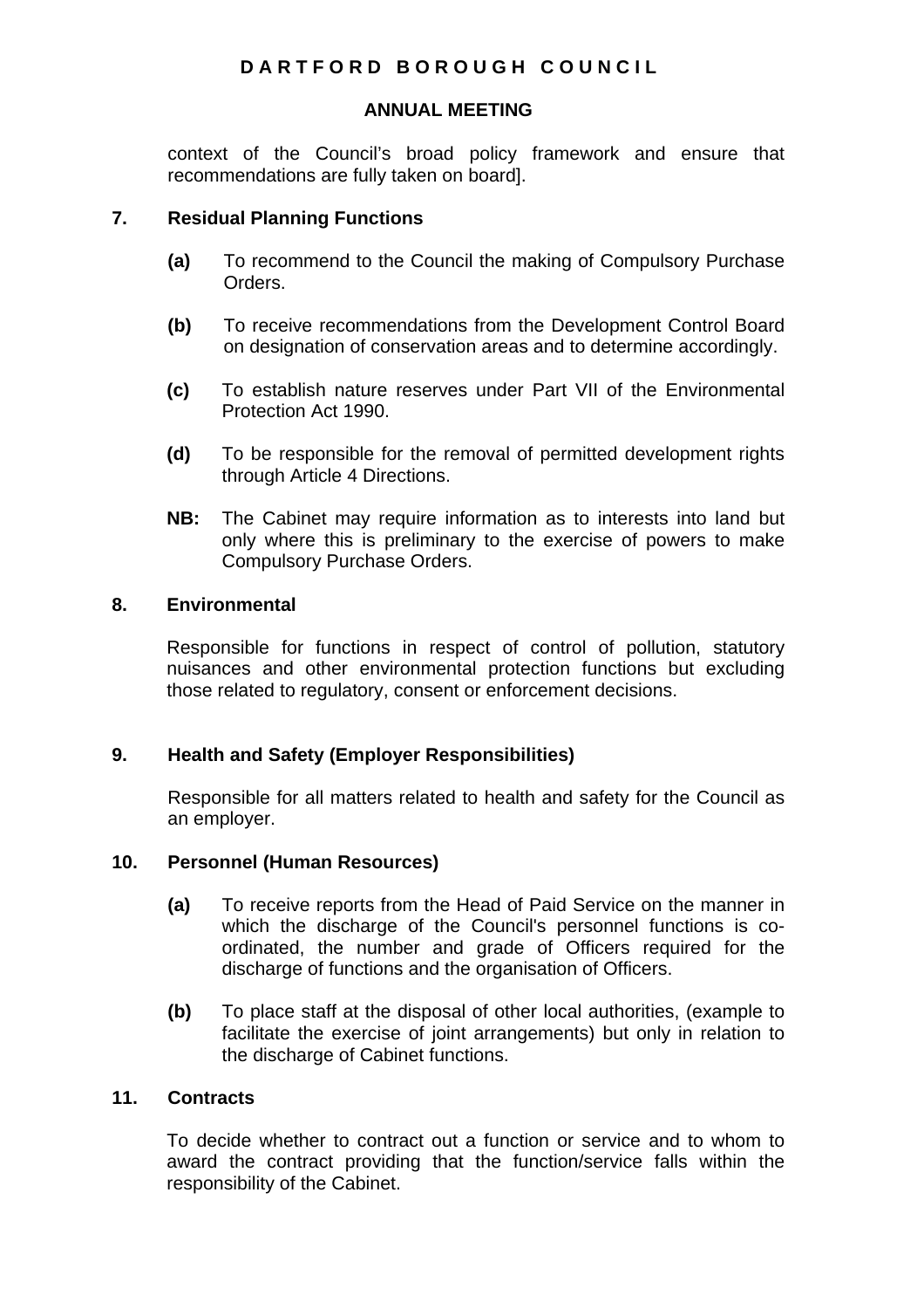context of the Council's broad policy framework and ensure that recommendations are fully taken on board].

## 7. Residual Planning Functions

**(a)** To recommend to the Council the making of Compulsory Purchase Orders.

**(b)** To receive recommendations from the Development Control Board on designation of conservation areas and to determine accordingly.

**(c)** To establish nature reserves under Part VII of the Environmental Protection Act 1990.

**(d)** To be responsible for the removal of permitted development rights through Article 4 Directions.

**NB:** The Cabinet may require information as to interests into land but only where this is preliminary to the exercise of powers to make Compulsory Purchase Orders.

## 8. Environmental

Responsible for functions in respect of control of pollution, statutory nuisances and other environmental protection functions but excluding those related to regulatory, consent or enforcement decisions.

## 9. Health and Safety (Employer Responsibilities)

Responsible for all matters related to health and safety for the Council as an employer.

## 10. Personnel (Human Resources)

**(a)** To receive reports from the Head of Paid Service on the manner in which the discharge of the Council's personnel functions is co-ordinated, the number and grade of Officers required for the discharge of functions and the organisation of Officers.

**(b)** To place staff at the disposal of other local authorities, (example to facilitate the exercise of joint arrangements) but only in relation to the discharge of Cabinet functions.

## 11. Contracts

To decide whether to contract out a function or service and to whom to award the contract providing that the function/service falls within the responsibility of the Cabinet.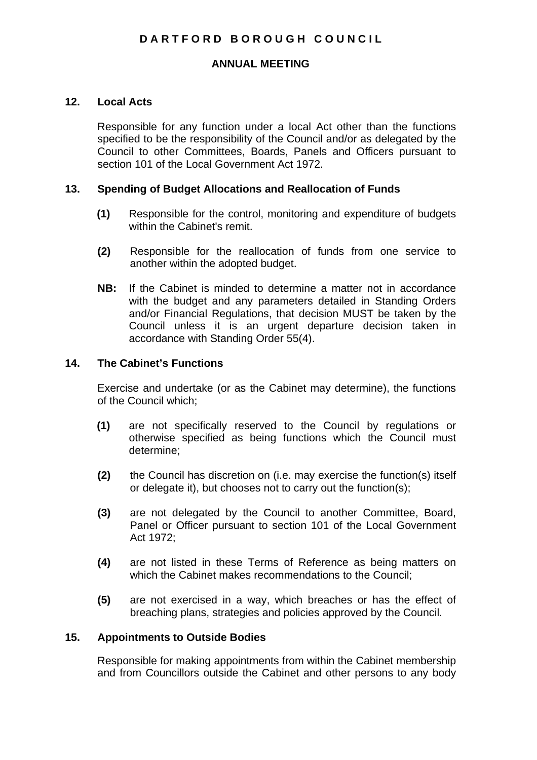**D A R T F O R D B O R O U G H C O U N C I L**

**ANNUAL MEETING**

**12. Local Acts**

Responsible for any function under a local Act other than the functions specified to be the responsibility of the Council and/or as delegated by the Council to other Committees, Boards, Panels and Officers pursuant to section 101 of the Local Government Act 1972.

**13. Spending of Budget Allocations and Reallocation of Funds**

**(1)** Responsible for the control, monitoring and expenditure of budgets within the Cabinet's remit.

**(2)** Responsible for the reallocation of funds from one service to another within the adopted budget.

**NB:** If the Cabinet is minded to determine a matter not in accordance with the budget and any parameters detailed in Standing Orders and/or Financial Regulations, that decision MUST be taken by the Council unless it is an urgent departure decision taken in accordance with Standing Order 55(4).

**14. The Cabinet's Functions**

Exercise and undertake (or as the Cabinet may determine), the functions of the Council which;

**(1)** are not specifically reserved to the Council by regulations or otherwise specified as being functions which the Council must determine;

**(2)** the Council has discretion on (i.e. may exercise the function(s) itself or delegate it), but chooses not to carry out the function(s);

**(3)** are not delegated by the Council to another Committee, Board, Panel or Officer pursuant to section 101 of the Local Government Act 1972;

**(4)** are not listed in these Terms of Reference as being matters on which the Cabinet makes recommendations to the Council;

**(5)** are not exercised in a way, which breaches or has the effect of breaching plans, strategies and policies approved by the Council.

**15. Appointments to Outside Bodies**

Responsible for making appointments from within the Cabinet membership and from Councillors outside the Cabinet and other persons to any body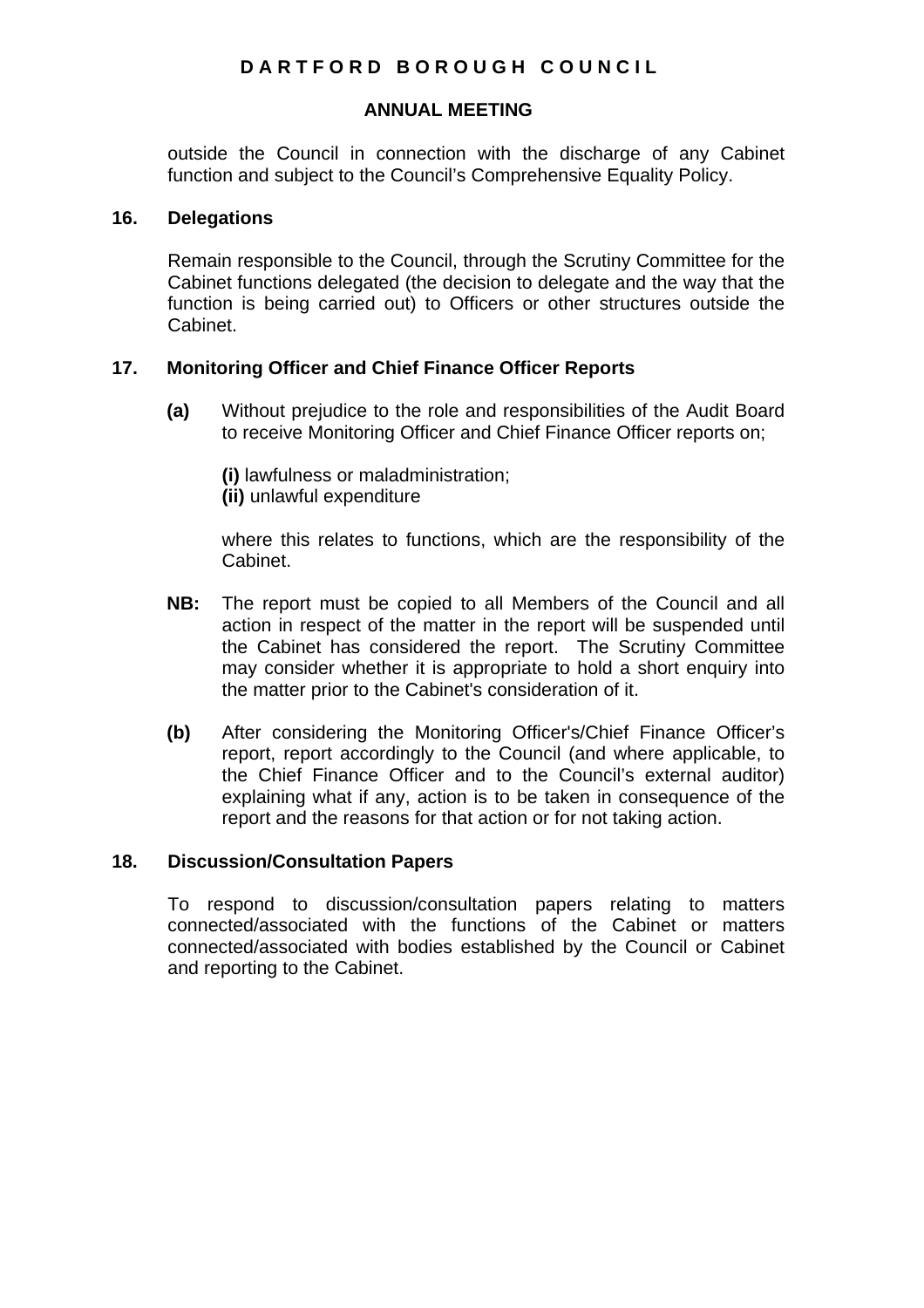outside the Council in connection with the discharge of any Cabinet function and subject to the Council's Comprehensive Equality Policy.

## 16. Delegations

Remain responsible to the Council, through the Scrutiny Committee for the Cabinet functions delegated (the decision to delegate and the way that the function is being carried out) to Officers or other structures outside the Cabinet.

## 17. Monitoring Officer and Chief Finance Officer Reports

**(a)** Without prejudice to the role and responsibilities of the Audit Board to receive Monitoring Officer and Chief Finance Officer reports on;

**(i)** lawfulness or maladministration;
**(ii)** unlawful expenditure

where this relates to functions, which are the responsibility of the Cabinet.

**NB:** The report must be copied to all Members of the Council and all action in respect of the matter in the report will be suspended until the Cabinet has considered the report. The Scrutiny Committee may consider whether it is appropriate to hold a short enquiry into the matter prior to the Cabinet's consideration of it.

**(b)** After considering the Monitoring Officer's/Chief Finance Officer's report, report accordingly to the Council (and where applicable, to the Chief Finance Officer and to the Council's external auditor) explaining what if any, action is to be taken in consequence of the report and the reasons for that action or for not taking action.

## 18. Discussion/Consultation Papers

To respond to discussion/consultation papers relating to matters connected/associated with the functions of the Cabinet or matters connected/associated with bodies established by the Council or Cabinet and reporting to the Cabinet.